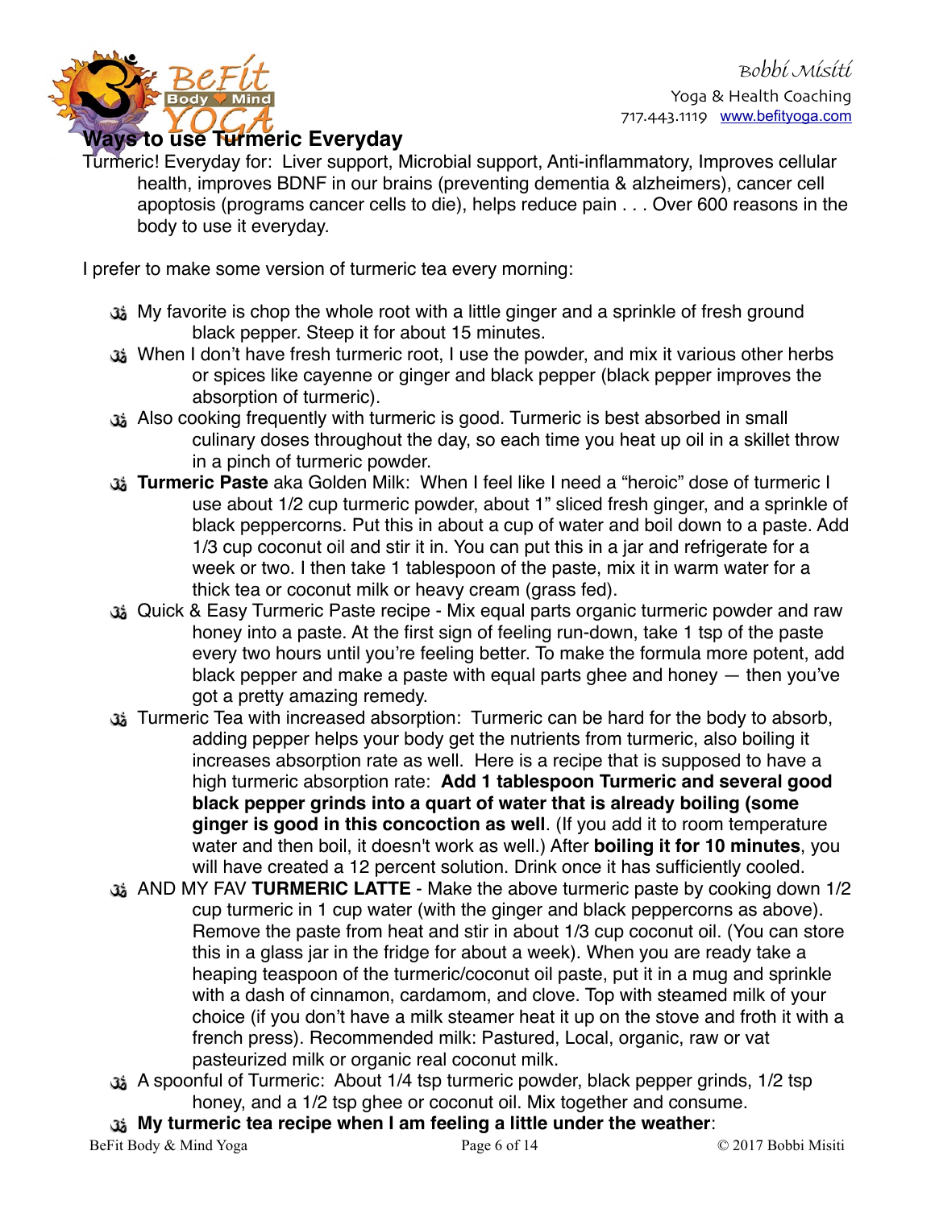## Ways to use Turmeric Everyday

Turmeric! Everyday for: Liver support, Microbial support, Anti-inflammatory, Improves cellular health, improves BDNF in our brains (preventing dementia & alzheimers), cancer cell apoptosis (programs cancer cells to die), helps reduce pain . . . Over 600 reasons in the body to use it everyday.

I prefer to make some version of turmeric tea every morning:

- My favorite is chop the whole root with a little ginger and a sprinkle of fresh ground black pepper. Steep it for about 15 minutes.
- When I don't have fresh turmeric root, I use the powder, and mix it various other herbs or spices like cayenne or ginger and black pepper (black pepper improves the absorption of turmeric).
- Also cooking frequently with turmeric is good. Turmeric is best absorbed in small culinary doses throughout the day, so each time you heat up oil in a skillet throw in a pinch of turmeric powder.
- **Turmeric Paste** aka Golden Milk: When I feel like I need a "heroic" dose of turmeric I use about 1/2 cup turmeric powder, about 1" sliced fresh ginger, and a sprinkle of black peppercorns. Put this in about a cup of water and boil down to a paste. Add 1/3 cup coconut oil and stir it in. You can put this in a jar and refrigerate for a week or two. I then take 1 tablespoon of the paste, mix it in warm water for a thick tea or coconut milk or heavy cream (grass fed).
- Quick & Easy Turmeric Paste recipe - Mix equal parts organic turmeric powder and raw honey into a paste. At the first sign of feeling run-down, take 1 tsp of the paste every two hours until you're feeling better. To make the formula more potent, add black pepper and make a paste with equal parts ghee and honey — then you've got a pretty amazing remedy.
- Turmeric Tea with increased absorption: Turmeric can be hard for the body to absorb, adding pepper helps your body get the nutrients from turmeric, also boiling it increases absorption rate as well. Here is a recipe that is supposed to have a high turmeric absorption rate: **Add 1 tablespoon Turmeric and several good black pepper grinds into a quart of water that is already boiling (some ginger is good in this concoction as well**. (If you add it to room temperature water and then boil, it doesn't work as well.) After **boiling it for 10 minutes**, you will have created a 12 percent solution. Drink once it has sufficiently cooled.
- AND MY FAV **TURMERIC LATTE** - Make the above turmeric paste by cooking down 1/2 cup turmeric in 1 cup water (with the ginger and black peppercorns as above). Remove the paste from heat and stir in about 1/3 cup coconut oil. (You can store this in a glass jar in the fridge for about a week). When you are ready take a heaping teaspoon of the turmeric/coconut oil paste, put it in a mug and sprinkle with a dash of cinnamon, cardamom, and clove. Top with steamed milk of your choice (if you don't have a milk steamer heat it up on the stove and froth it with a french press). Recommended milk: Pastured, Local, organic, raw or vat pasteurized milk or organic real coconut milk.
- A spoonful of Turmeric: About 1/4 tsp turmeric powder, black pepper grinds, 1/2 tsp honey, and a 1/2 tsp ghee or coconut oil. Mix together and consume.
- **My turmeric tea recipe when I am feeling a little under the weather**: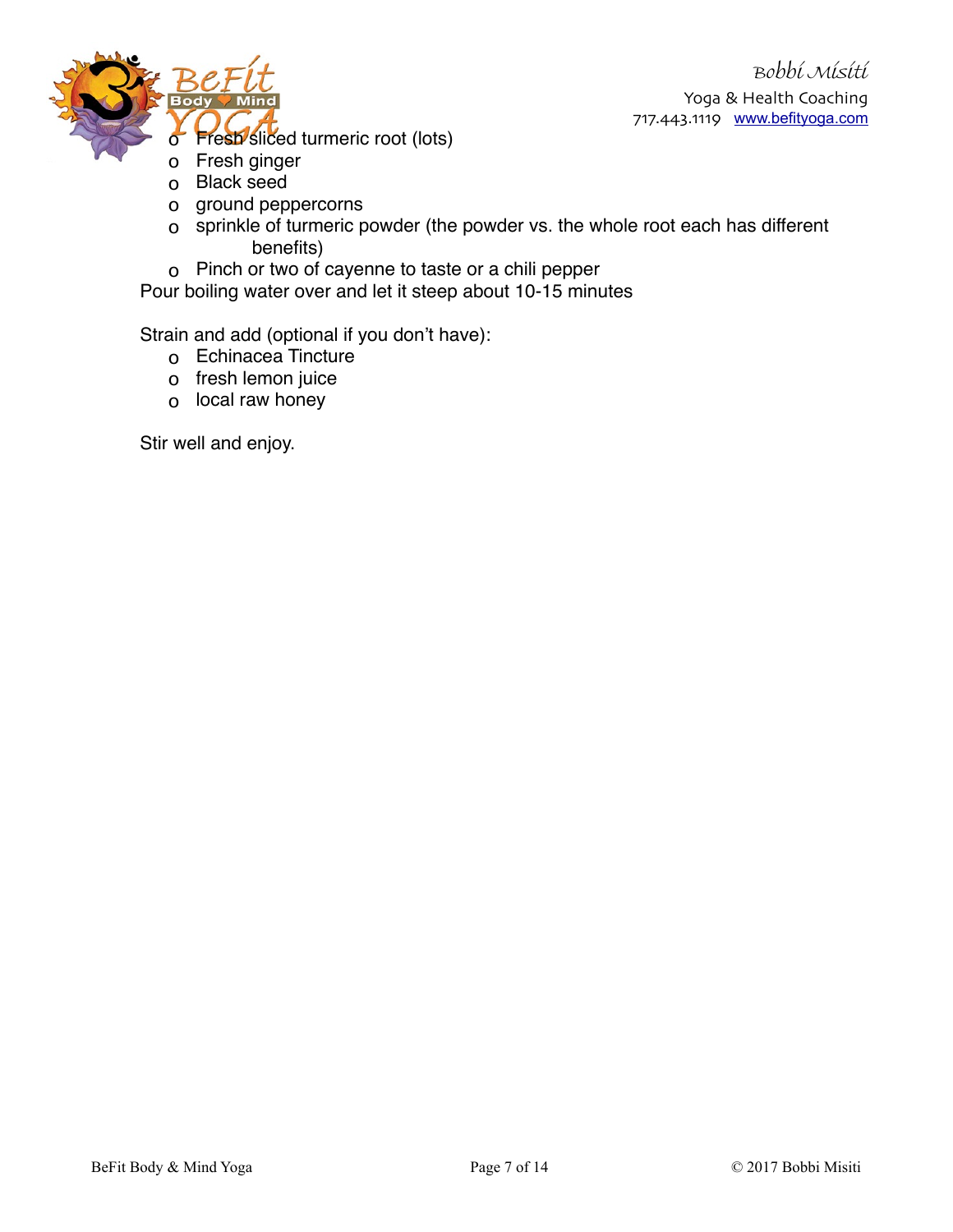- Fresh sliced turmeric root (lots)
- Fresh ginger
- Black seed
- ground peppercorns
- sprinkle of turmeric powder (the powder vs. the whole root each has different benefits)
- Pinch or two of cayenne to taste or a chili pepper

Pour boiling water over and let it steep about 10-15 minutes

Strain and add (optional if you don't have):

- Echinacea Tincture
- fresh lemon juice
- local raw honey

Stir well and enjoy.